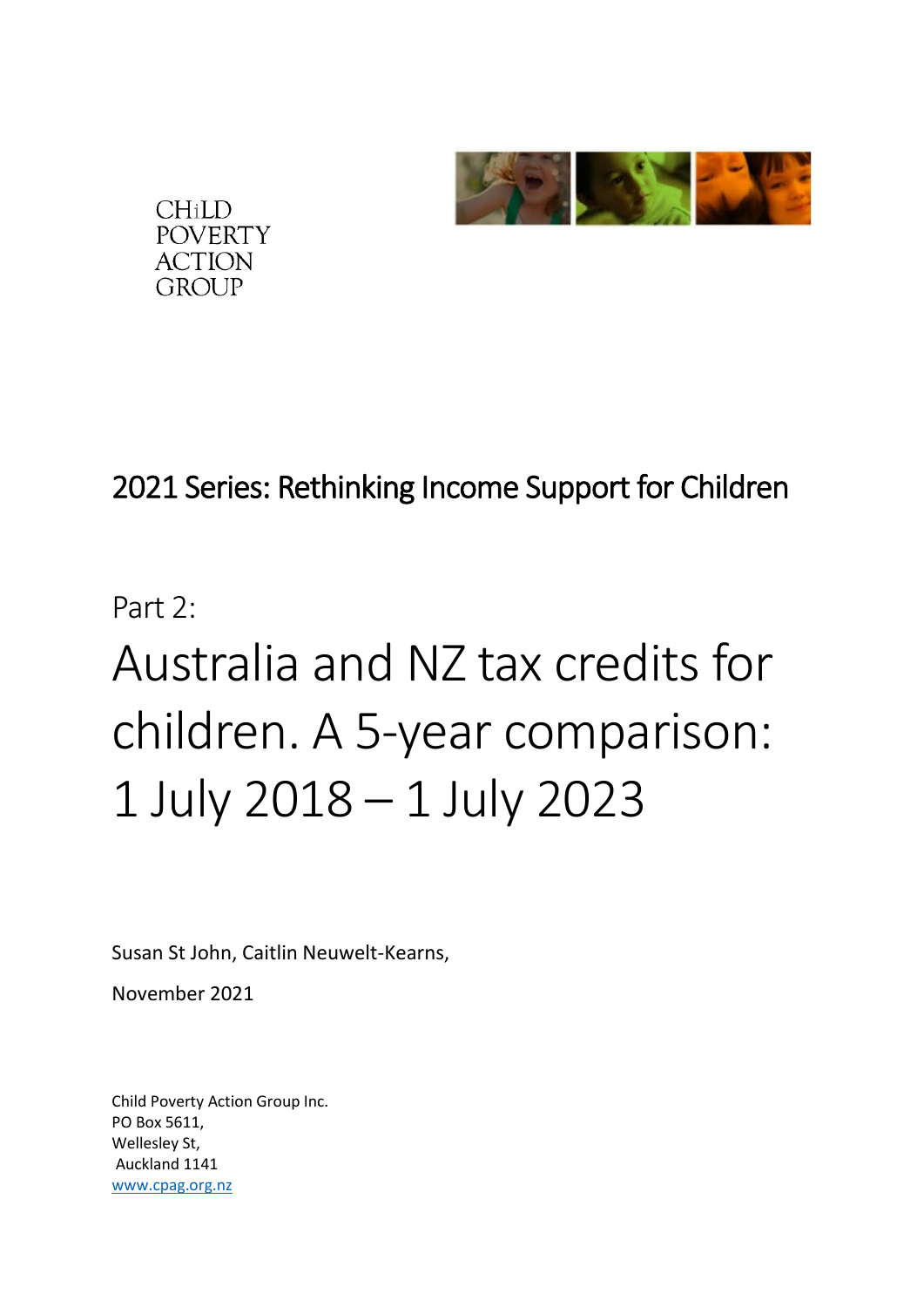CHiLD
POVERTY
ACTION
GROUP

## 2021 Series: Rethinking Income Support for Children

Part 2:

# Australia and NZ tax credits for children. A 5-year comparison: 1 July 2018 – 1 July 2023

Susan St John, Caitlin Neuwelt-Kearns,

November 2021

Child Poverty Action Group Inc.
PO Box 5611,
Wellesley St,
Auckland 1141
www.cpag.org.nz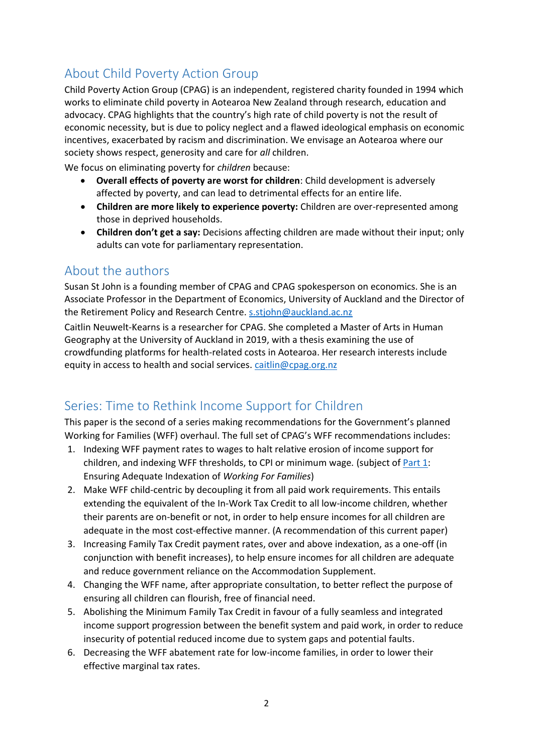## About Child Poverty Action Group

Child Poverty Action Group (CPAG) is an independent, registered charity founded in 1994 which works to eliminate child poverty in Aotearoa New Zealand through research, education and advocacy. CPAG highlights that the country's high rate of child poverty is not the result of economic necessity, but is due to policy neglect and a flawed ideological emphasis on economic incentives, exacerbated by racism and discrimination. We envisage an Aotearoa where our society shows respect, generosity and care for *all* children.

We focus on eliminating poverty for *children* because:

- **Overall effects of poverty are worst for children**: Child development is adversely affected by poverty, and can lead to detrimental effects for an entire life.
- **Children are more likely to experience poverty:** Children are over-represented among those in deprived households.
- **Children don't get a say:** Decisions affecting children are made without their input; only adults can vote for parliamentary representation.

## About the authors

Susan St John is a founding member of CPAG and CPAG spokesperson on economics. She is an Associate Professor in the Department of Economics, University of Auckland and the Director of the Retirement Policy and Research Centre. s.stjohn@auckland.ac.nz

Caitlin Neuwelt-Kearns is a researcher for CPAG. She completed a Master of Arts in Human Geography at the University of Auckland in 2019, with a thesis examining the use of crowdfunding platforms for health-related costs in Aotearoa. Her research interests include equity in access to health and social services. caitlin@cpag.org.nz

## Series: Time to Rethink Income Support for Children

This paper is the second of a series making recommendations for the Government's planned Working for Families (WFF) overhaul. The full set of CPAG's WFF recommendations includes:

1. Indexing WFF payment rates to wages to halt relative erosion of income support for children, and indexing WFF thresholds, to CPI or minimum wage. (subject of Part 1: Ensuring Adequate Indexation of *Working For Families*)
2. Make WFF child-centric by decoupling it from all paid work requirements. This entails extending the equivalent of the In-Work Tax Credit to all low-income children, whether their parents are on-benefit or not, in order to help ensure incomes for all children are adequate in the most cost-effective manner. (A recommendation of this current paper)
3. Increasing Family Tax Credit payment rates, over and above indexation, as a one-off (in conjunction with benefit increases), to help ensure incomes for all children are adequate and reduce government reliance on the Accommodation Supplement.
4. Changing the WFF name, after appropriate consultation, to better reflect the purpose of ensuring all children can flourish, free of financial need.
5. Abolishing the Minimum Family Tax Credit in favour of a fully seamless and integrated income support progression between the benefit system and paid work, in order to reduce insecurity of potential reduced income due to system gaps and potential faults.
6. Decreasing the WFF abatement rate for low-income families, in order to lower their effective marginal tax rates.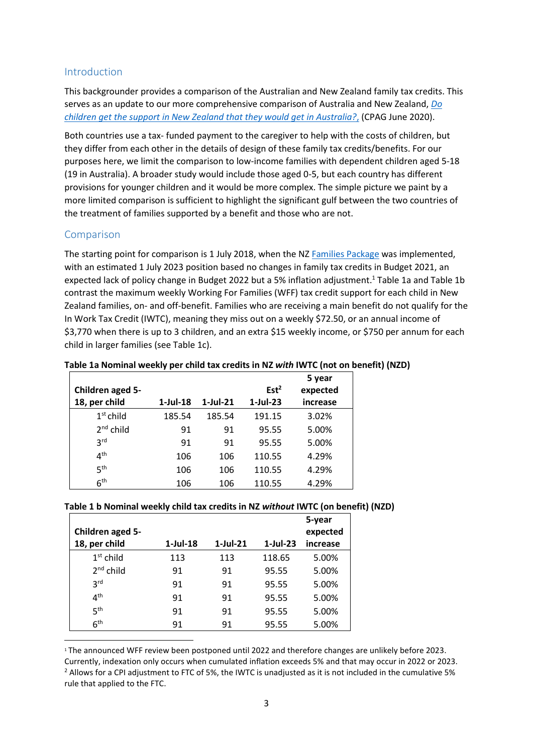## Introduction

This backgrounder provides a comparison of the Australian and New Zealand family tax credits. This serves as an update to our more comprehensive comparison of Australia and New Zealand, *Do children get the support in New Zealand that they would get in Australia?,* (CPAG June 2020).

Both countries use a tax- funded payment to the caregiver to help with the costs of children, but they differ from each other in the details of design of these family tax credits/benefits. For our purposes here, we limit the comparison to low-income families with dependent children aged 5-18 (19 in Australia). A broader study would include those aged 0-5, but each country has different provisions for younger children and it would be more complex. The simple picture we paint by a more limited comparison is sufficient to highlight the significant gulf between the two countries of the treatment of families supported by a benefit and those who are not.

## Comparison

The starting point for comparison is 1 July 2018, when the NZ Families Package was implemented, with an estimated 1 July 2023 position based no changes in family tax credits in Budget 2021, an expected lack of policy change in Budget 2022 but a 5% inflation adjustment.[1] Table 1a and Table 1b contrast the maximum weekly Working For Families (WFF) tax credit support for each child in New Zealand families, on- and off-benefit. Families who are receiving a main benefit do not qualify for the In Work Tax Credit (IWTC), meaning they miss out on a weekly $72.50, or an annual income of $3,770 when there is up to 3 children, and an extra $15 weekly income, or $750 per annum for each child in larger families (see Table 1c).

**Table 1a Nominal weekly per child tax credits in NZ *with* IWTC (not on benefit) (NZD)**

| Children aged 5-18, per child | 1-Jul-18 | 1-Jul-21 | Est[2] 1-Jul-23 | 5 year expected increase |
|---|---|---|---|---|
| 1st child | 185.54 | 185.54 | 191.15 | 3.02% |
| 2nd child | 91 | 91 | 95.55 | 5.00% |
| 3rd | 91 | 91 | 95.55 | 5.00% |
| 4th | 106 | 106 | 110.55 | 4.29% |
| 5th | 106 | 106 | 110.55 | 4.29% |
| 6th | 106 | 106 | 110.55 | 4.29% |

**Table 1 b Nominal weekly child tax credits in NZ *without* IWTC (on benefit) (NZD)**

| Children aged 5-18, per child | 1-Jul-18 | 1-Jul-21 | 1-Jul-23 | 5-year expected increase |
|---|---|---|---|---|
| 1st child | 113 | 113 | 118.65 | 5.00% |
| 2nd child | 91 | 91 | 95.55 | 5.00% |
| 3rd | 91 | 91 | 95.55 | 5.00% |
| 4th | 91 | 91 | 95.55 | 5.00% |
| 5th | 91 | 91 | 95.55 | 5.00% |
| 6th | 91 | 91 | 95.55 | 5.00% |

[1] The announced WFF review been postponed until 2022 and therefore changes are unlikely before 2023. Currently, indexation only occurs when cumulated inflation exceeds 5% and that may occur in 2022 or 2023.

[2] Allows for a CPI adjustment to FTC of 5%, the IWTC is unadjusted as it is not included in the cumulative 5% rule that applied to the FTC.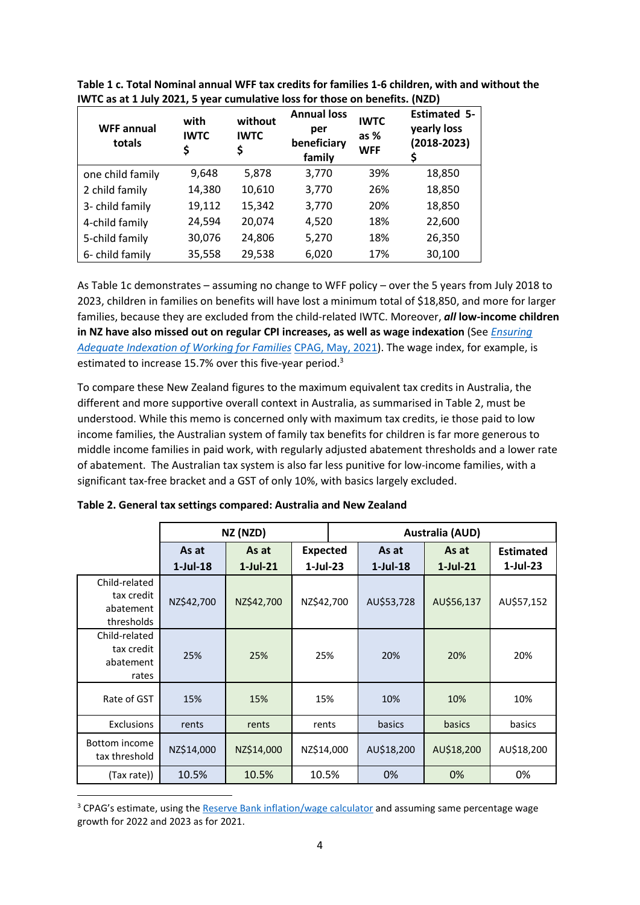**Table 1 c. Total Nominal annual WFF tax credits for families 1-6 children, with and without the IWTC as at 1 July 2021, 5 year cumulative loss for those on benefits. (NZD)**

| WFF annual totals | with IWTC $ | without IWTC $ | Annual loss per beneficiary family | IWTC as % WFF | Estimated 5-yearly loss (2018-2023) $ |
|---|---|---|---|---|---|
| one child family | 9,648 | 5,878 | 3,770 | 39% | 18,850 |
| 2 child family | 14,380 | 10,610 | 3,770 | 26% | 18,850 |
| 3- child family | 19,112 | 15,342 | 3,770 | 20% | 18,850 |
| 4-child family | 24,594 | 20,074 | 4,520 | 18% | 22,600 |
| 5-child family | 30,076 | 24,806 | 5,270 | 18% | 26,350 |
| 6- child family | 35,558 | 29,538 | 6,020 | 17% | 30,100 |

As Table 1c demonstrates – assuming no change to WFF policy – over the 5 years from July 2018 to 2023, children in families on benefits will have lost a minimum total of $18,850, and more for larger families, because they are excluded from the child-related IWTC. Moreover, ***all* low-income children in NZ have also missed out on regular CPI increases, as well as wage indexation** (See *Ensuring Adequate Indexation of Working for Families* CPAG, May, 2021). The wage index, for example, is estimated to increase 15.7% over this five-year period.[3]

To compare these New Zealand figures to the maximum equivalent tax credits in Australia, the different and more supportive overall context in Australia, as summarised in Table 2, must be understood. While this memo is concerned only with maximum tax credits, ie those paid to low income families, the Australian system of family tax benefits for children is far more generous to middle income families in paid work, with regularly adjusted abatement thresholds and a lower rate of abatement. The Australian tax system is also far less punitive for low-income families, with a significant tax-free bracket and a GST of only 10%, with basics largely excluded.

**Table 2. General tax settings compared: Australia and New Zealand**

| | NZ (NZD) | | | Australia (AUD) | | |
|---|---|---|---|---|---|---|
| | As at 1-Jul-18 | As at 1-Jul-21 | Expected 1-Jul-23 | As at 1-Jul-18 | As at 1-Jul-21 | Estimated 1-Jul-23 |
| Child-related tax credit abatement thresholds | NZ$42,700 | NZ$42,700 | NZ$42,700 | AU$53,728 | AU$56,137 | AU$57,152 |
| Child-related tax credit abatement rates | 25% | 25% | 25% | 20% | 20% | 20% |
| Rate of GST | 15% | 15% | 15% | 10% | 10% | 10% |
| Exclusions | rents | rents | rents | basics | basics | basics |
| Bottom income tax threshold | NZ$14,000 | NZ$14,000 | NZ$14,000 | AU$18,200 | AU$18,200 | AU$18,200 |
| (Tax rate)) | 10.5% | 10.5% | 10.5% | 0% | 0% | 0% |

[3] CPAG's estimate, using the Reserve Bank inflation/wage calculator and assuming same percentage wage growth for 2022 and 2023 as for 2021.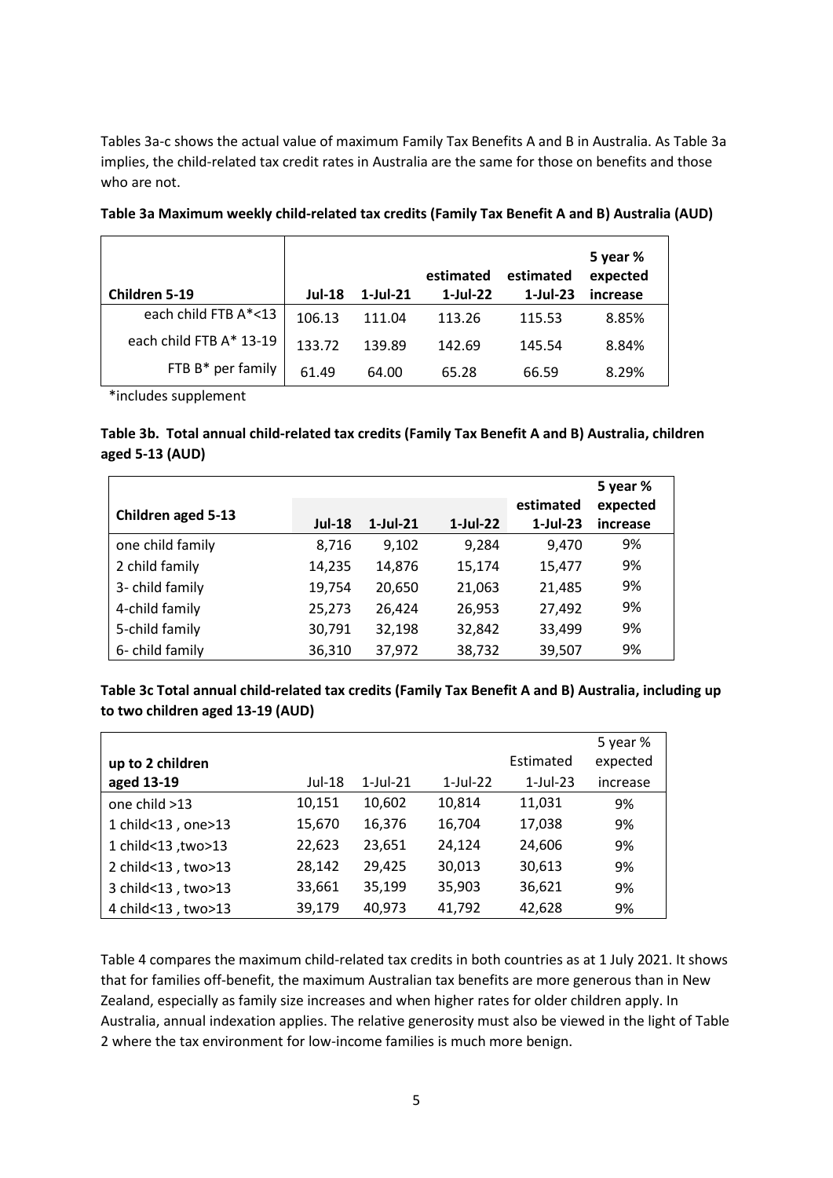Tables 3a-c shows the actual value of maximum Family Tax Benefits A and B in Australia. As Table 3a implies, the child-related tax credit rates in Australia are the same for those on benefits and those who are not.

**Table 3a Maximum weekly child-related tax credits (Family Tax Benefit A and B) Australia (AUD)**

| Children 5-19 | Jul-18 | 1-Jul-21 | estimated 1-Jul-22 | estimated 1-Jul-23 | 5 year % expected increase |
|---|---|---|---|---|---|
| each child FTB A*<13 | 106.13 | 111.04 | 113.26 | 115.53 | 8.85% |
| each child FTB A* 13-19 | 133.72 | 139.89 | 142.69 | 145.54 | 8.84% |
| FTB B* per family | 61.49 | 64.00 | 65.28 | 66.59 | 8.29% |

*includes supplement

**Table 3b. Total annual child-related tax credits (Family Tax Benefit A and B) Australia, children aged 5-13 (AUD)**

| Children aged 5-13 | Jul-18 | 1-Jul-21 | 1-Jul-22 | estimated 1-Jul-23 | 5 year % expected increase |
|---|---|---|---|---|---|
| one child family | 8,716 | 9,102 | 9,284 | 9,470 | 9% |
| 2 child family | 14,235 | 14,876 | 15,174 | 15,477 | 9% |
| 3- child family | 19,754 | 20,650 | 21,063 | 21,485 | 9% |
| 4-child family | 25,273 | 26,424 | 26,953 | 27,492 | 9% |
| 5-child family | 30,791 | 32,198 | 32,842 | 33,499 | 9% |
| 6- child family | 36,310 | 37,972 | 38,732 | 39,507 | 9% |

**Table 3c Total annual child-related tax credits (Family Tax Benefit A and B) Australia, including up to two children aged 13-19 (AUD)**

| up to 2 children aged 13-19 | Jul-18 | 1-Jul-21 | 1-Jul-22 | Estimated 1-Jul-23 | 5 year % expected increase |
|---|---|---|---|---|---|
| one child >13 | 10,151 | 10,602 | 10,814 | 11,031 | 9% |
| 1 child<13 , one>13 | 15,670 | 16,376 | 16,704 | 17,038 | 9% |
| 1 child<13 ,two>13 | 22,623 | 23,651 | 24,124 | 24,606 | 9% |
| 2 child<13 , two>13 | 28,142 | 29,425 | 30,013 | 30,613 | 9% |
| 3 child<13 , two>13 | 33,661 | 35,199 | 35,903 | 36,621 | 9% |
| 4 child<13 , two>13 | 39,179 | 40,973 | 41,792 | 42,628 | 9% |

Table 4 compares the maximum child-related tax credits in both countries as at 1 July 2021. It shows that for families off-benefit, the maximum Australian tax benefits are more generous than in New Zealand, especially as family size increases and when higher rates for older children apply. In Australia, annual indexation applies. The relative generosity must also be viewed in the light of Table 2 where the tax environment for low-income families is much more benign.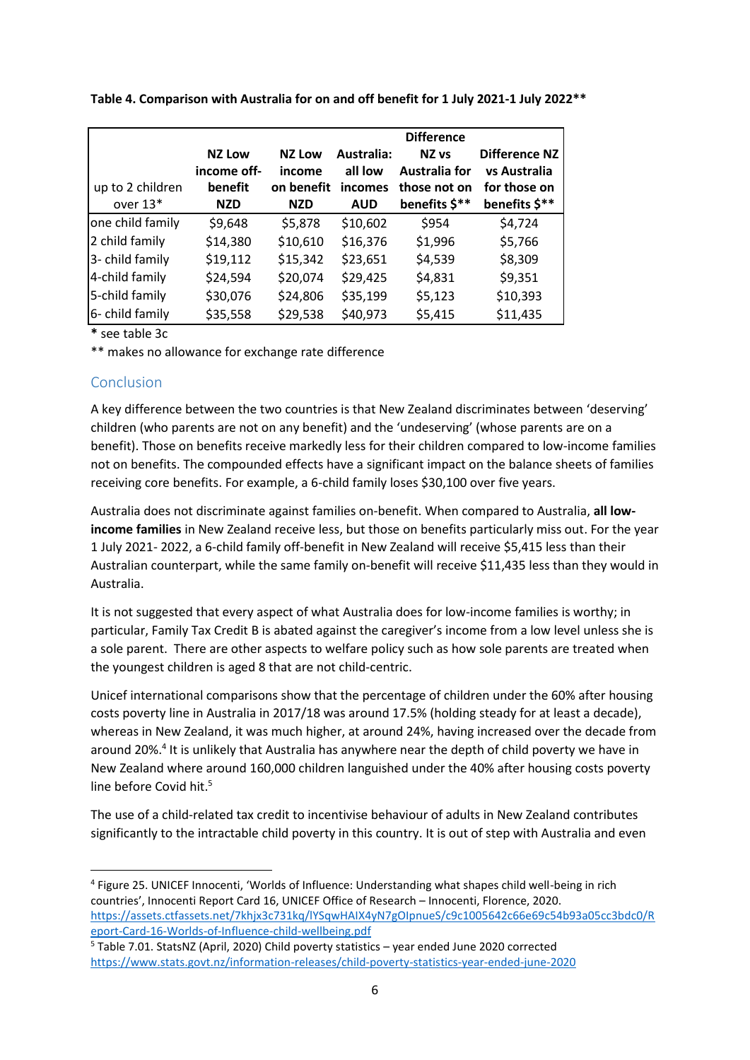**Table 4. Comparison with Australia for on and off benefit for 1 July 2021-1 July 2022****

| up to 2 children over 13* | NZ Low income off-benefit NZD | NZ Low income on benefit NZD | Australia: all low incomes AUD | Difference NZ vs Australia for those not on benefits $** | Difference NZ vs Australia for those on benefits $** |
|---|---|---|---|---|---|
| one child family | $9,648 | $5,878 | $10,602 | $954 | $4,724 |
| 2 child family | $14,380 | $10,610 | $16,376 | $1,996 | $5,766 |
| 3- child family | $19,112 | $15,342 | $23,651 | $4,539 | $8,309 |
| 4-child family | $24,594 | $20,074 | $29,425 | $4,831 | $9,351 |
| 5-child family | $30,076 | $24,806 | $35,199 | $5,123 | $10,393 |
| 6- child family | $35,558 | $29,538 | $40,973 | $5,415 | $11,435 |

**\*** see table 3c

** makes no allowance for exchange rate difference

## Conclusion

A key difference between the two countries is that New Zealand discriminates between 'deserving' children (who parents are not on any benefit) and the 'undeserving' (whose parents are on a benefit). Those on benefits receive markedly less for their children compared to low-income families not on benefits. The compounded effects have a significant impact on the balance sheets of families receiving core benefits. For example, a 6-child family loses $30,100 over five years.

Australia does not discriminate against families on-benefit. When compared to Australia, **all low-income families** in New Zealand receive less, but those on benefits particularly miss out. For the year 1 July 2021- 2022, a 6-child family off-benefit in New Zealand will receive $5,415 less than their Australian counterpart, while the same family on-benefit will receive $11,435 less than they would in Australia.

It is not suggested that every aspect of what Australia does for low-income families is worthy; in particular, Family Tax Credit B is abated against the caregiver's income from a low level unless she is a sole parent. There are other aspects to welfare policy such as how sole parents are treated when the youngest children is aged 8 that are not child-centric.

Unicef international comparisons show that the percentage of children under the 60% after housing costs poverty line in Australia in 2017/18 was around 17.5% (holding steady for at least a decade), whereas in New Zealand, it was much higher, at around 24%, having increased over the decade from around 20%.[4] It is unlikely that Australia has anywhere near the depth of child poverty we have in New Zealand where around 160,000 children languished under the 40% after housing costs poverty line before Covid hit.[5]

The use of a child-related tax credit to incentivise behaviour of adults in New Zealand contributes significantly to the intractable child poverty in this country. It is out of step with Australia and even

---

[4] Figure 25. UNICEF Innocenti, 'Worlds of Influence: Understanding what shapes child well-being in rich countries', Innocenti Report Card 16, UNICEF Office of Research – Innocenti, Florence, 2020. https://assets.ctfassets.net/7khjx3c731kq/lYSqwHAIX4yN7gOIpnueS/c9c1005642c66e69c54b93a05cc3bdc0/Report-Card-16-Worlds-of-Influence-child-wellbeing.pdf

[5] Table 7.01. StatsNZ (April, 2020) Child poverty statistics – year ended June 2020 corrected https://www.stats.govt.nz/information-releases/child-poverty-statistics-year-ended-june-2020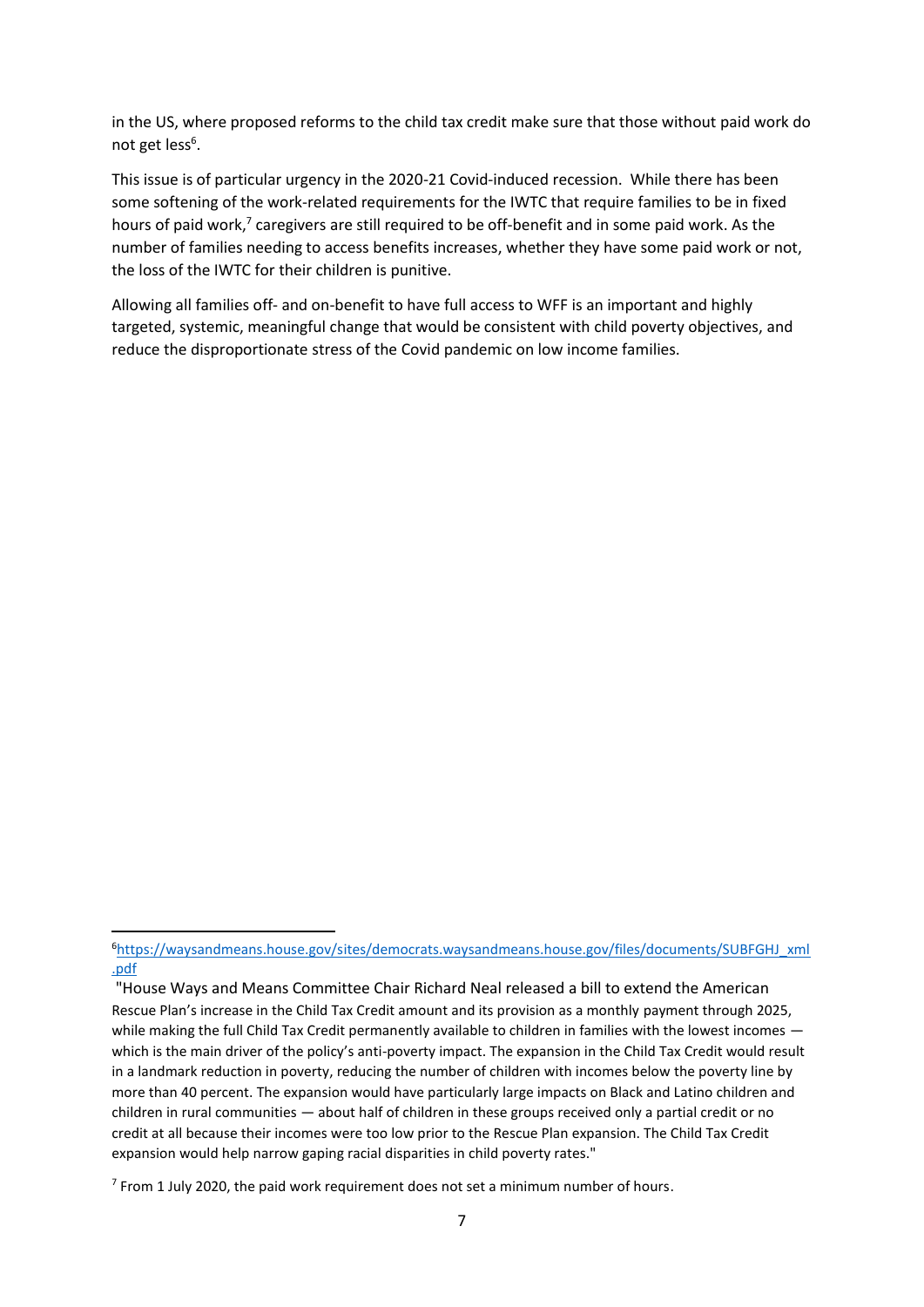in the US, where proposed reforms to the child tax credit make sure that those without paid work do not get less[6].

This issue is of particular urgency in the 2020-21 Covid-induced recession. While there has been some softening of the work-related requirements for the IWTC that require families to be in fixed hours of paid work,[7] caregivers are still required to be off-benefit and in some paid work. As the number of families needing to access benefits increases, whether they have some paid work or not, the loss of the IWTC for their children is punitive.

Allowing all families off- and on-benefit to have full access to WFF is an important and highly targeted, systemic, meaningful change that would be consistent with child poverty objectives, and reduce the disproportionate stress of the Covid pandemic on low income families.

---

[6] https://waysandmeans.house.gov/sites/democrats.waysandmeans.house.gov/files/documents/SUBFGHJ_xml.pdf

"House Ways and Means Committee Chair Richard Neal released a bill to extend the American Rescue Plan's increase in the Child Tax Credit amount and its provision as a monthly payment through 2025, while making the full Child Tax Credit permanently available to children in families with the lowest incomes — which is the main driver of the policy's anti-poverty impact. The expansion in the Child Tax Credit would result in a landmark reduction in poverty, reducing the number of children with incomes below the poverty line by more than 40 percent. The expansion would have particularly large impacts on Black and Latino children and children in rural communities — about half of children in these groups received only a partial credit or no credit at all because their incomes were too low prior to the Rescue Plan expansion. The Child Tax Credit expansion would help narrow gaping racial disparities in child poverty rates."

[7] From 1 July 2020, the paid work requirement does not set a minimum number of hours.